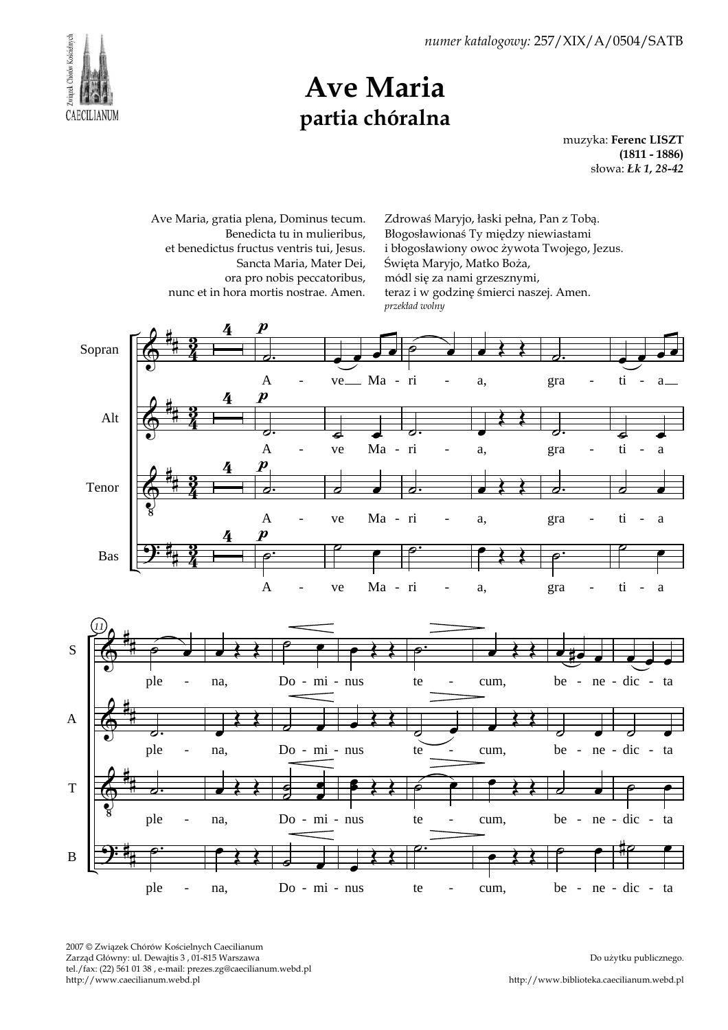*numer katalogowy:* 257/XIX/A/0504/SATB

# Ave Maria
## partia chóralna

muzyka: **Ferenc LISZT**
**(1811 - 1886)**
słowa: ***Łk 1, 28-42***

Ave Maria, gratia plena, Dominus tecum.
Benedicta tu in mulieribus,
et benedictus fructus ventris tui, Jesus.
Sancta Maria, Mater Dei,
ora pro nobis peccatoribus,
nunc et in hora mortis nostrae. Amen.

Zdrowaś Maryjo, łaski pełna, Pan z Tobą.
Błogosławionaś Ty między niewiastami
i błogosławiony owoc żywota Twojego, Jezus.
Święta Maryjo, Matko Boża,
módl się za nami grzesznymi,
teraz i w godzinę śmierci naszej. Amen.
*przekład wolny*

2007 © Związek Chórów Kościelnych Caecilianum
Zarząd Główny: ul. Dewajtis 3 , 01-815 Warszawa
tel./fax: (22) 561 01 38 , e-mail: prezes.zg@caecilianum.webd.pl
http://www.caecilianum.webd.pl

Do użytku publicznego.

http://www.biblioteka.caecilianum.webd.pl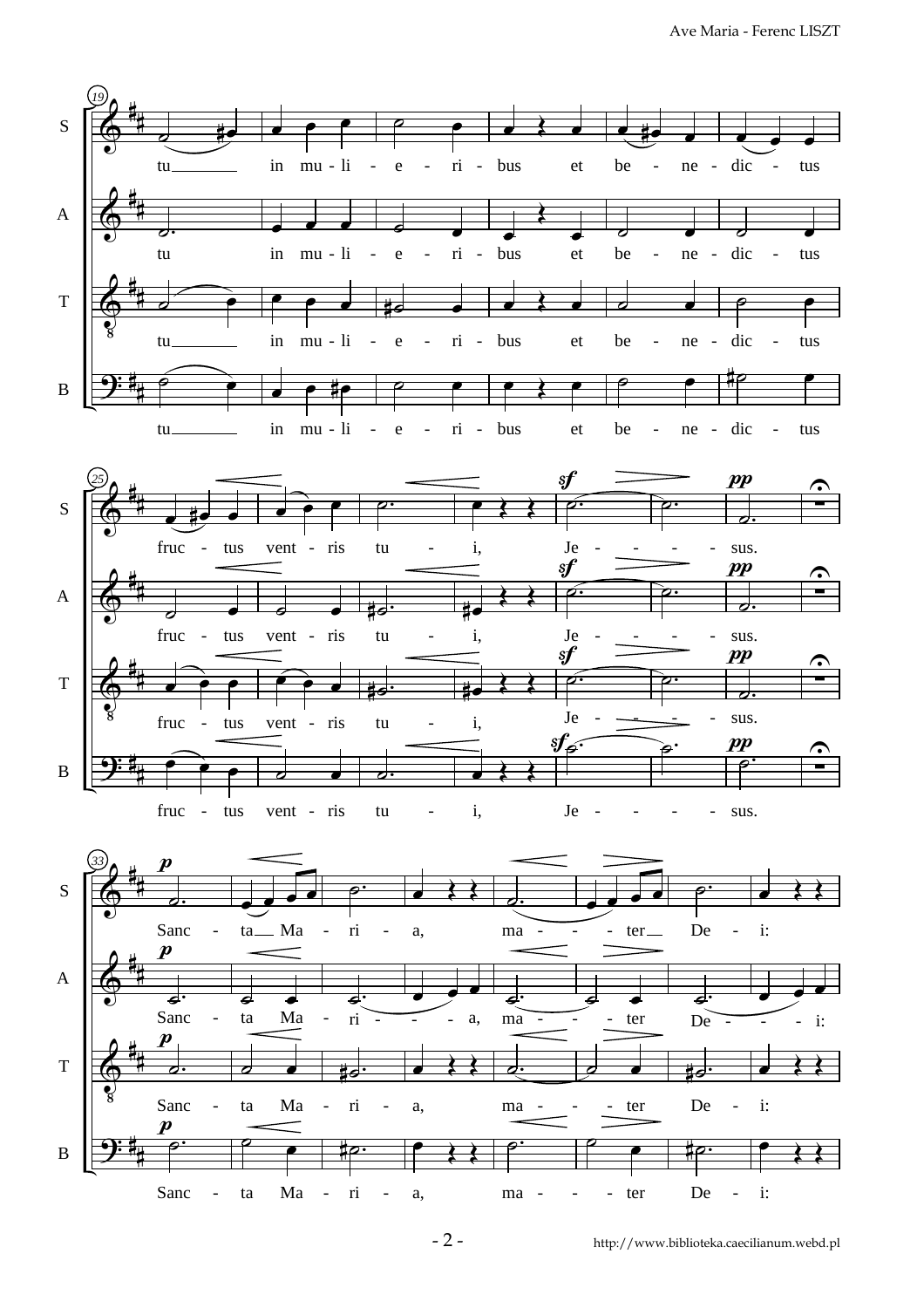tu in mu-li-e-ri-bus et be-ne-dic-tus

fruc-tus vent-ris tu-i, Je-sus.

Sanc-ta Ma-ri-a, ma-ter De-i: